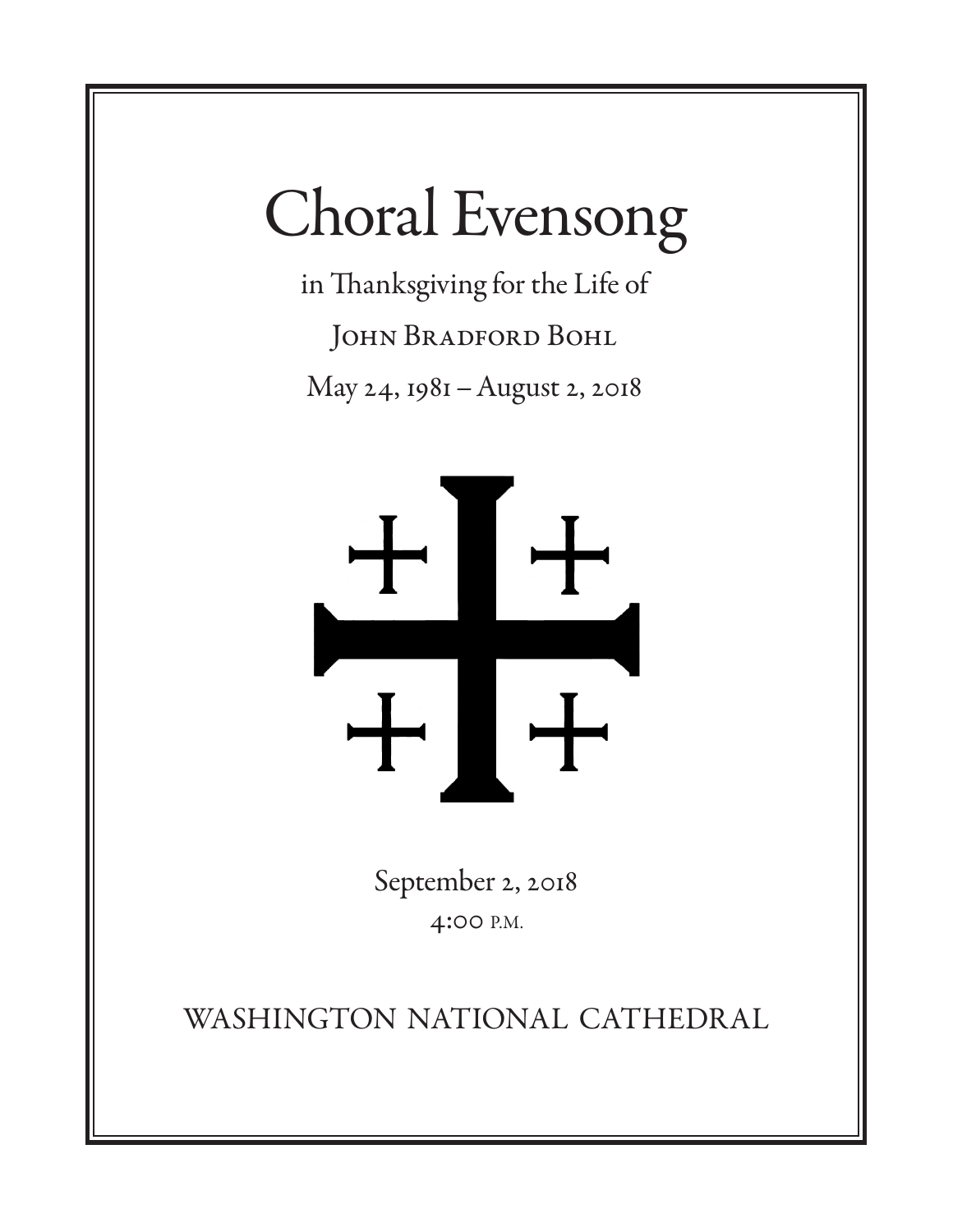# Choral Evensong

in Thanksgiving for the Life of

John Bradford Bohl

May 24, 1981 – August 2, 2018

September 2, 2018

4:00 p.m.

WASHINGTON NATIONAL CATHEDRAL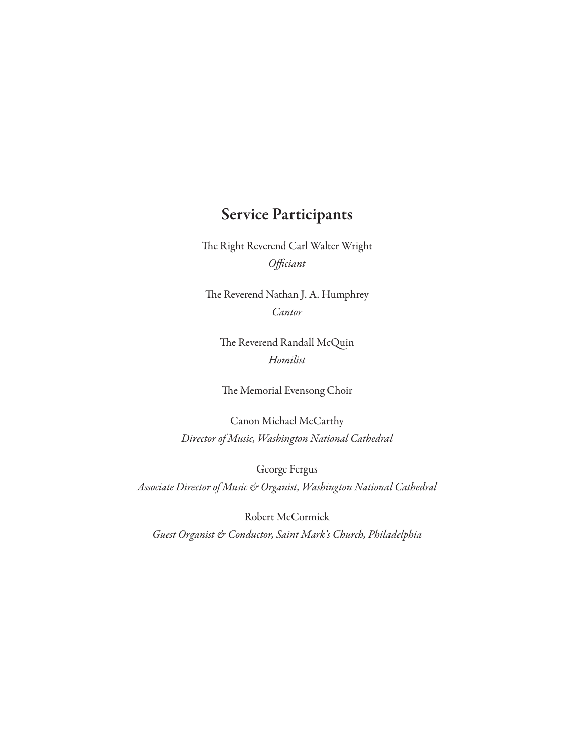## Service Participants

The Right Reverend Carl Walter Wright
*Officiant*

The Reverend Nathan J. A. Humphrey
*Cantor*

The Reverend Randall McQuin
*Homilist*

The Memorial Evensong Choir

Canon Michael McCarthy
*Director of Music, Washington National Cathedral*

George Fergus
*Associate Director of Music & Organist, Washington National Cathedral*

Robert McCormick
*Guest Organist & Conductor, Saint Mark's Church, Philadelphia*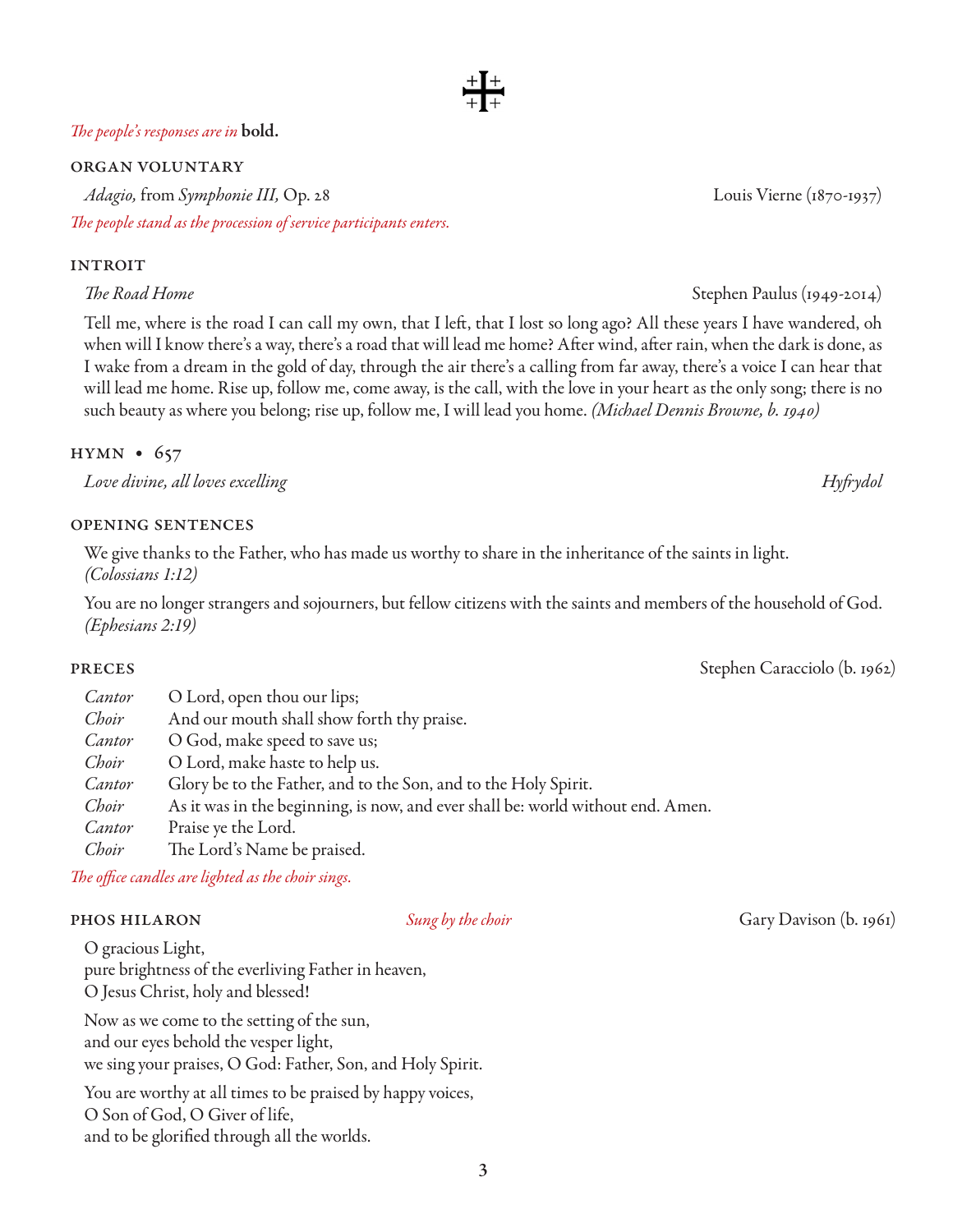*The people's responses are in* **bold.**

## ORGAN VOLUNTARY

*Adagio,* from *Symphonie III,* Op. 28 — Louis Vierne (1870-1937)

*The people stand as the procession of service participants enters.*

## INTROIT

*The Road Home* — Stephen Paulus (1949-2014)

Tell me, where is the road I can call my own, that I left, that I lost so long ago? All these years I have wandered, oh when will I know there's a way, there's a road that will lead me home? After wind, after rain, when the dark is done, as I wake from a dream in the gold of day, through the air there's a calling from far away, there's a voice I can hear that will lead me home. Rise up, follow me, come away, is the call, with the love in your heart as the only song; there is no such beauty as where you belong; rise up, follow me, I will lead you home. *(Michael Dennis Browne, b. 1940)*

## HYMN • 657

*Love divine, all loves excelling* — *Hyfrydol*

## OPENING SENTENCES

We give thanks to the Father, who has made us worthy to share in the inheritance of the saints in light. *(Colossians 1:12)*

You are no longer strangers and sojourners, but fellow citizens with the saints and members of the household of God. *(Ephesians 2:19)*

## PRECES — Stephen Caracciolo (b. 1962)

| | |
|---|---|
| *Cantor* | O Lord, open thou our lips; |
| *Choir* | And our mouth shall show forth thy praise. |
| *Cantor* | O God, make speed to save us; |
| *Choir* | O Lord, make haste to help us. |
| *Cantor* | Glory be to the Father, and to the Son, and to the Holy Spirit. |
| *Choir* | As it was in the beginning, is now, and ever shall be: world without end. Amen. |
| *Cantor* | Praise ye the Lord. |
| *Choir* | The Lord's Name be praised. |

*The office candles are lighted as the choir sings.*

## PHOS HILARON — *Sung by the choir* — Gary Davison (b. 1961)

O gracious Light,
pure brightness of the everliving Father in heaven,
O Jesus Christ, holy and blessed!

Now as we come to the setting of the sun,
and our eyes behold the vesper light,
we sing your praises, O God: Father, Son, and Holy Spirit.

You are worthy at all times to be praised by happy voices,
O Son of God, O Giver of life,
and to be glorified through all the worlds.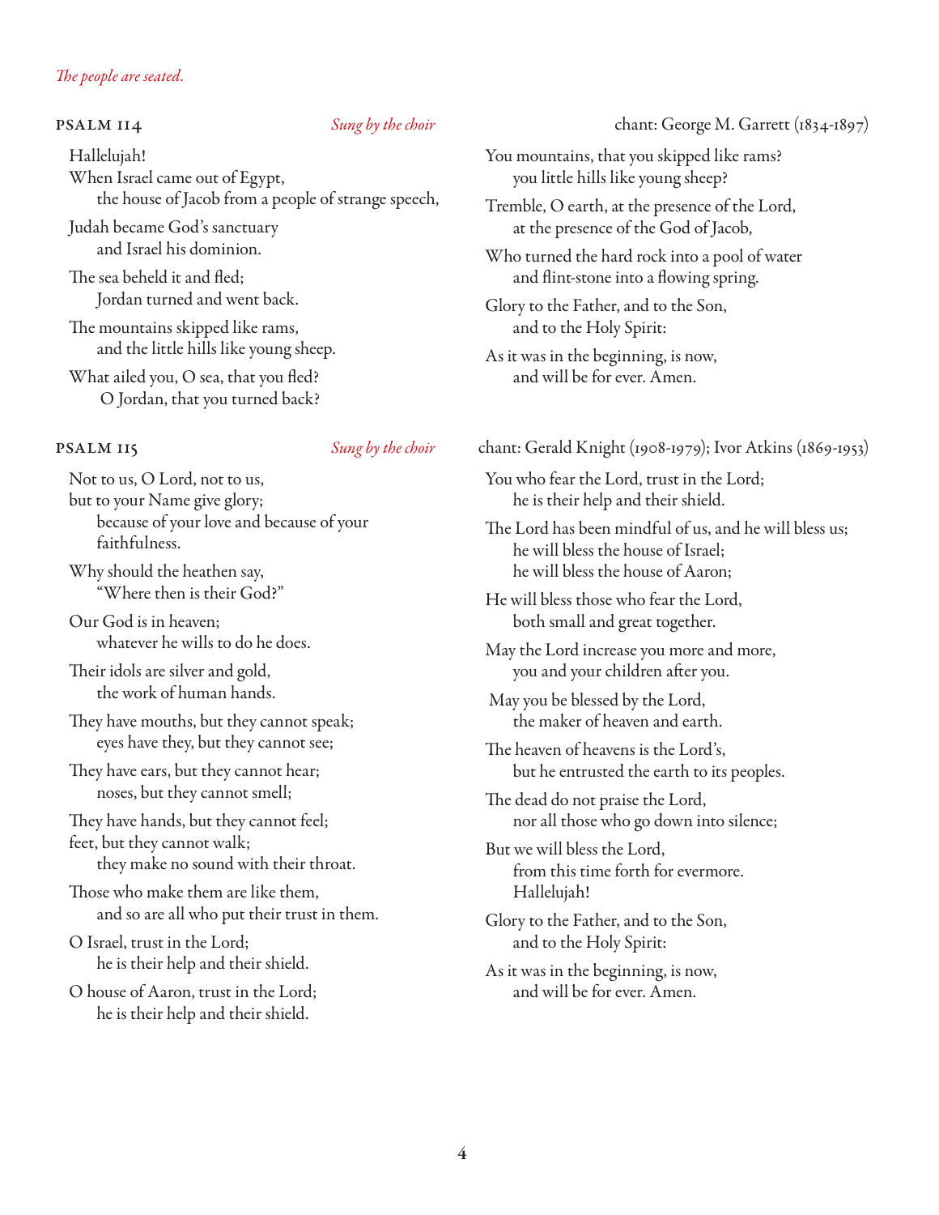*The people are seated.*

## Psalm 114

*Sung by the choir*

chant: George M. Garrett (1834-1897)

Hallelujah!
When Israel came out of Egypt,
the house of Jacob from a people of strange speech,

Judah became God's sanctuary
and Israel his dominion.

The sea beheld it and fled;
Jordan turned and went back.

The mountains skipped like rams,
and the little hills like young sheep.

What ailed you, O sea, that you fled?
O Jordan, that you turned back?

You mountains, that you skipped like rams?
you little hills like young sheep?

Tremble, O earth, at the presence of the Lord,
at the presence of the God of Jacob,

Who turned the hard rock into a pool of water
and flint-stone into a flowing spring.

Glory to the Father, and to the Son,
and to the Holy Spirit:

As it was in the beginning, is now,
and will be for ever. Amen.

## Psalm 115

*Sung by the choir*

chant: Gerald Knight (1908-1979); Ivor Atkins (1869-1953)

Not to us, O Lord, not to us,
but to your Name give glory;
because of your love and because of your faithfulness.

Why should the heathen say,
"Where then is their God?"

Our God is in heaven;
whatever he wills to do he does.

Their idols are silver and gold,
the work of human hands.

They have mouths, but they cannot speak;
eyes have they, but they cannot see;

They have ears, but they cannot hear;
noses, but they cannot smell;

They have hands, but they cannot feel;
feet, but they cannot walk;
they make no sound with their throat.

Those who make them are like them,
and so are all who put their trust in them.

O Israel, trust in the Lord;
he is their help and their shield.

O house of Aaron, trust in the Lord;
he is their help and their shield.

You who fear the Lord, trust in the Lord;
he is their help and their shield.

The Lord has been mindful of us, and he will bless us;
he will bless the house of Israel;
he will bless the house of Aaron;

He will bless those who fear the Lord,
both small and great together.

May the Lord increase you more and more,
you and your children after you.

May you be blessed by the Lord,
the maker of heaven and earth.

The heaven of heavens is the Lord's,
but he entrusted the earth to its peoples.

The dead do not praise the Lord,
nor all those who go down into silence;

But we will bless the Lord,
from this time forth for evermore.
Hallelujah!

Glory to the Father, and to the Son,
and to the Holy Spirit:

As it was in the beginning, is now,
and will be for ever. Amen.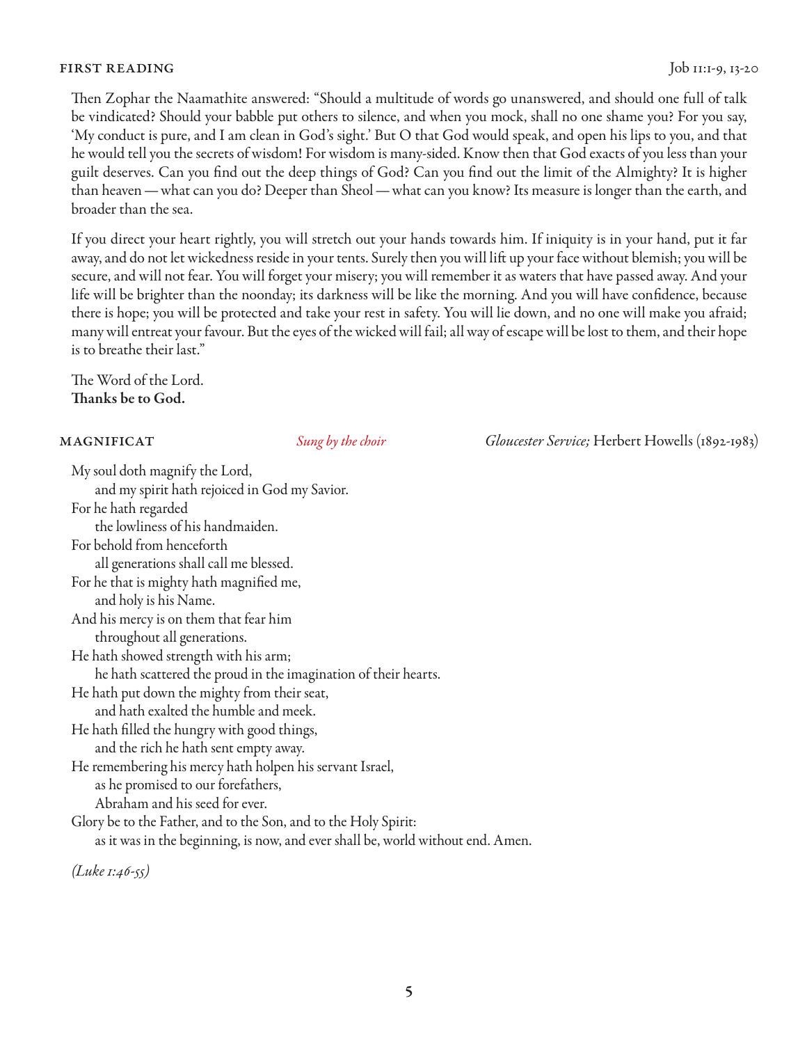## FIRST READING — Job 11:1-9, 13-20

Then Zophar the Naamathite answered: “Should a multitude of words go unanswered, and should one full of talk be vindicated? Should your babble put others to silence, and when you mock, shall no one shame you? For you say, ‘My conduct is pure, and I am clean in God’s sight.’ But O that God would speak, and open his lips to you, and that he would tell you the secrets of wisdom! For wisdom is many-sided. Know then that God exacts of you less than your guilt deserves. Can you find out the deep things of God? Can you find out the limit of the Almighty? It is higher than heaven — what can you do? Deeper than Sheol — what can you know? Its measure is longer than the earth, and broader than the sea.

If you direct your heart rightly, you will stretch out your hands towards him. If iniquity is in your hand, put it far away, and do not let wickedness reside in your tents. Surely then you will lift up your face without blemish; you will be secure, and will not fear. You will forget your misery; you will remember it as waters that have passed away. And your life will be brighter than the noonday; its darkness will be like the morning. And you will have confidence, because there is hope; you will be protected and take your rest in safety. You will lie down, and no one will make you afraid; many will entreat your favour. But the eyes of the wicked will fail; all way of escape will be lost to them, and their hope is to breathe their last.”

The Word of the Lord.
**Thanks be to God.**

## MAGNIFICAT — *Sung by the choir* — *Gloucester Service;* Herbert Howells (1892-1983)

My soul doth magnify the Lord,
 and my spirit hath rejoiced in God my Savior.
For he hath regarded
 the lowliness of his handmaiden.
For behold from henceforth
 all generations shall call me blessed.
For he that is mighty hath magnified me,
 and holy is his Name.
And his mercy is on them that fear him
 throughout all generations.
He hath showed strength with his arm;
 he hath scattered the proud in the imagination of their hearts.
He hath put down the mighty from their seat,
 and hath exalted the humble and meek.
He hath filled the hungry with good things,
 and the rich he hath sent empty away.
He remembering his mercy hath holpen his servant Israel,
 as he promised to our forefathers,
 Abraham and his seed for ever.
Glory be to the Father, and to the Son, and to the Holy Spirit:
 as it was in the beginning, is now, and ever shall be, world without end. Amen.

*(Luke 1:46-55)*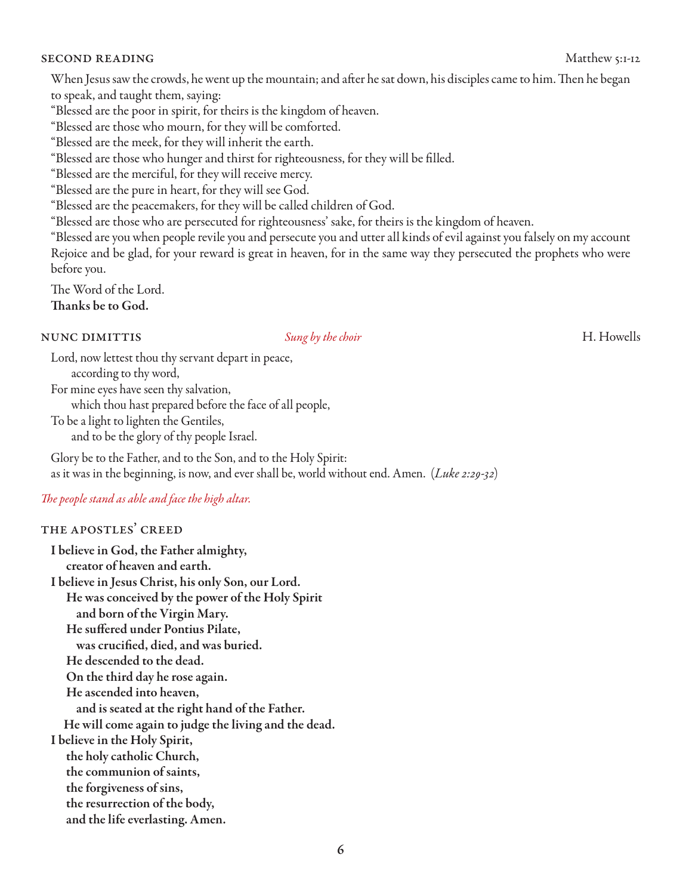## SECOND READING

Matthew 5:1-12

When Jesus saw the crowds, he went up the mountain; and after he sat down, his disciples came to him. Then he began to speak, and taught them, saying:

"Blessed are the poor in spirit, for theirs is the kingdom of heaven.

"Blessed are those who mourn, for they will be comforted.

"Blessed are the meek, for they will inherit the earth.

"Blessed are those who hunger and thirst for righteousness, for they will be filled.

"Blessed are the merciful, for they will receive mercy.

"Blessed are the pure in heart, for they will see God.

"Blessed are the peacemakers, for they will be called children of God.

"Blessed are those who are persecuted for righteousness' sake, for theirs is the kingdom of heaven.

"Blessed are you when people revile you and persecute you and utter all kinds of evil against you falsely on my account Rejoice and be glad, for your reward is great in heaven, for in the same way they persecuted the prophets who were before you.

The Word of the Lord.
**Thanks be to God.**

## NUNC DIMITTIS

*Sung by the choir*

H. Howells

Lord, now lettest thou thy servant depart in peace,
according to thy word,
For mine eyes have seen thy salvation,
which thou hast prepared before the face of all people,
To be a light to lighten the Gentiles,
and to be the glory of thy people Israel.

Glory be to the Father, and to the Son, and to the Holy Spirit:
as it was in the beginning, is now, and ever shall be, world without end. Amen. (*Luke 2:29-32*)

*The people stand as able and face the high altar.*

## THE APOSTLES' CREED

**I believe in God, the Father almighty,**
**creator of heaven and earth.**
**I believe in Jesus Christ, his only Son, our Lord.**
**He was conceived by the power of the Holy Spirit**
**and born of the Virgin Mary.**
**He suffered under Pontius Pilate,**
**was crucified, died, and was buried.**
**He descended to the dead.**
**On the third day he rose again.**
**He ascended into heaven,**
**and is seated at the right hand of the Father.**
**He will come again to judge the living and the dead.**
**I believe in the Holy Spirit,**
**the holy catholic Church,**
**the communion of saints,**
**the forgiveness of sins,**
**the resurrection of the body,**
**and the life everlasting. Amen.**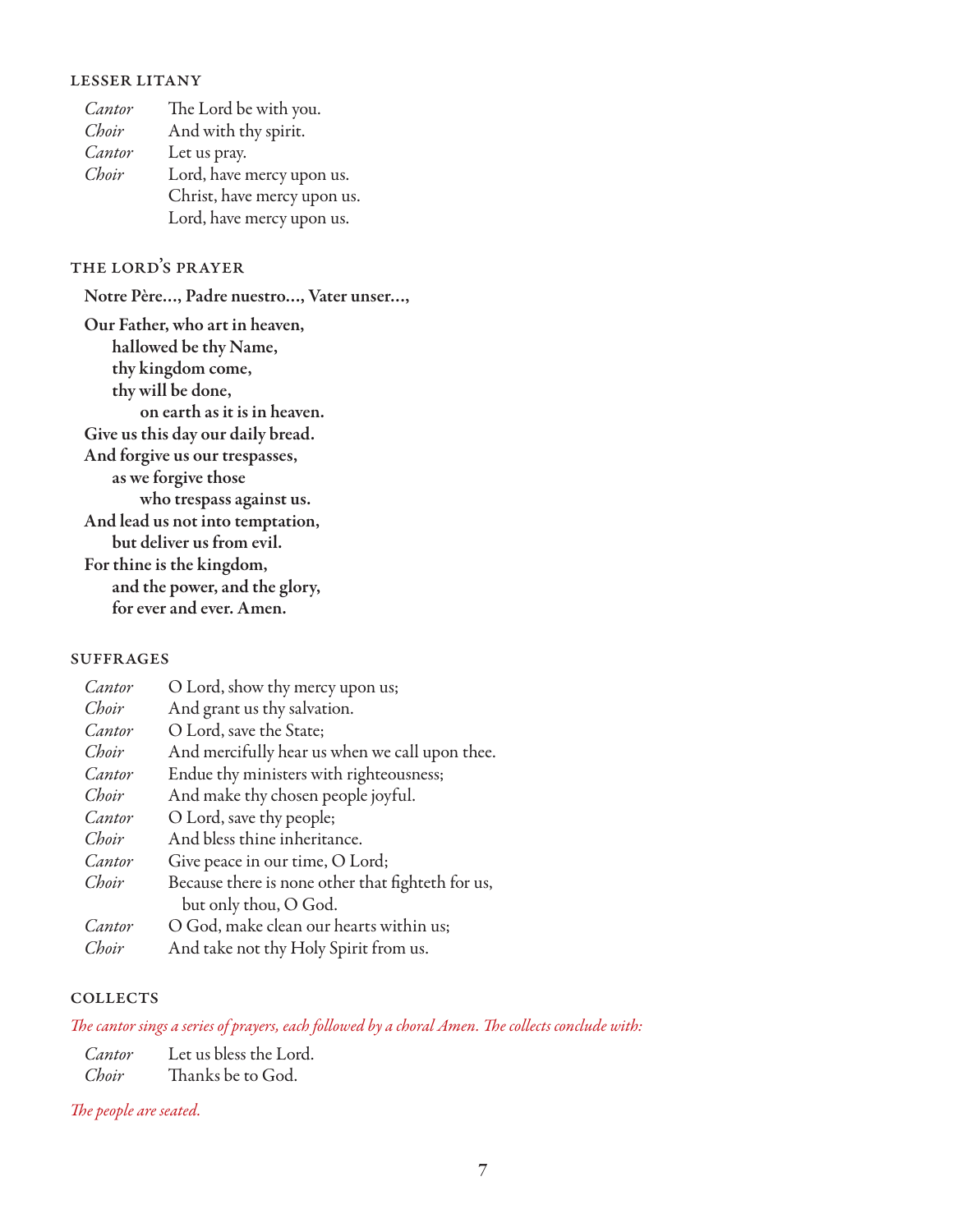### LESSER LITANY

| | |
|---|---|
| *Cantor* | The Lord be with you. |
| *Choir* | And with thy spirit. |
| *Cantor* | Let us pray. |
| *Choir* | Lord, have mercy upon us. |
| | Christ, have mercy upon us. |
| | Lord, have mercy upon us. |

### THE LORD'S PRAYER

**Notre Père…, Padre nuestro…, Vater unser…,**

**Our Father, who art in heaven,**
**hallowed be thy Name,**
**thy kingdom come,**
**thy will be done,**
**on earth as it is in heaven.**
**Give us this day our daily bread.**
**And forgive us our trespasses,**
**as we forgive those**
**who trespass against us.**
**And lead us not into temptation,**
**but deliver us from evil.**
**For thine is the kingdom,**
**and the power, and the glory,**
**for ever and ever. Amen.**

### SUFFRAGES

| | |
|---|---|
| *Cantor* | O Lord, show thy mercy upon us; |
| *Choir* | And grant us thy salvation. |
| *Cantor* | O Lord, save the State; |
| *Choir* | And mercifully hear us when we call upon thee. |
| *Cantor* | Endue thy ministers with righteousness; |
| *Choir* | And make thy chosen people joyful. |
| *Cantor* | O Lord, save thy people; |
| *Choir* | And bless thine inheritance. |
| *Cantor* | Give peace in our time, O Lord; |
| *Choir* | Because there is none other that fighteth for us, but only thou, O God. |
| *Cantor* | O God, make clean our hearts within us; |
| *Choir* | And take not thy Holy Spirit from us. |

### COLLECTS

*The cantor sings a series of prayers, each followed by a choral Amen. The collects conclude with:*

| | |
|---|---|
| *Cantor* | Let us bless the Lord. |
| *Choir* | Thanks be to God. |

*The people are seated.*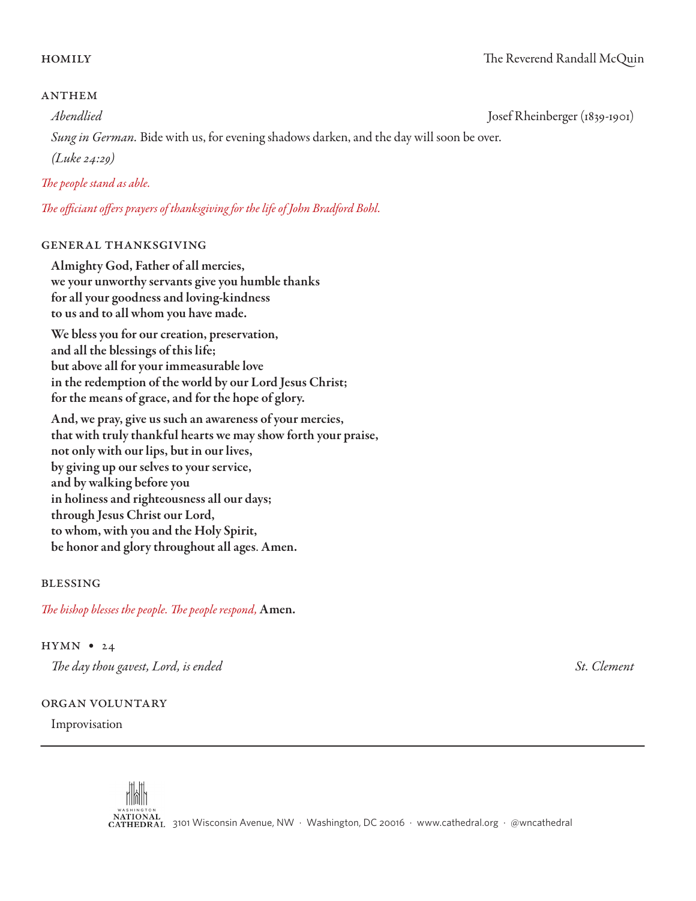## HOMILY

The Reverend Randall McQuin

## ANTHEM

*Abendlied* — Josef Rheinberger (1839-1901)

*Sung in German.* Bide with us, for evening shadows darken, and the day will soon be over.

*(Luke 24:29)*

*The people stand as able.*

*The officiant offers prayers of thanksgiving for the life of John Bradford Bohl.*

## GENERAL THANKSGIVING

**Almighty God, Father of all mercies,**
**we your unworthy servants give you humble thanks**
**for all your goodness and loving-kindness**
**to us and to all whom you have made.**

**We bless you for our creation, preservation,**
**and all the blessings of this life;**
**but above all for your immeasurable love**
**in the redemption of the world by our Lord Jesus Christ;**
**for the means of grace, and for the hope of glory.**

**And, we pray, give us such an awareness of your mercies,**
**that with truly thankful hearts we may show forth your praise,**
**not only with our lips, but in our lives,**
**by giving up our selves to your service,**
**and by walking before you**
**in holiness and righteousness all our days;**
**through Jesus Christ our Lord,**
**to whom, with you and the Holy Spirit,**
**be honor and glory throughout all ages. Amen.**

## BLESSING

*The bishop blesses the people. The people respond,* **Amen.**

## HYMN • 24

*The day thou gavest, Lord, is ended* — *St. Clement*

## ORGAN VOLUNTARY

Improvisation

WASHINGTON NATIONAL CATHEDRAL 3101 Wisconsin Avenue, NW · Washington, DC 20016 · www.cathedral.org · @wncathedral